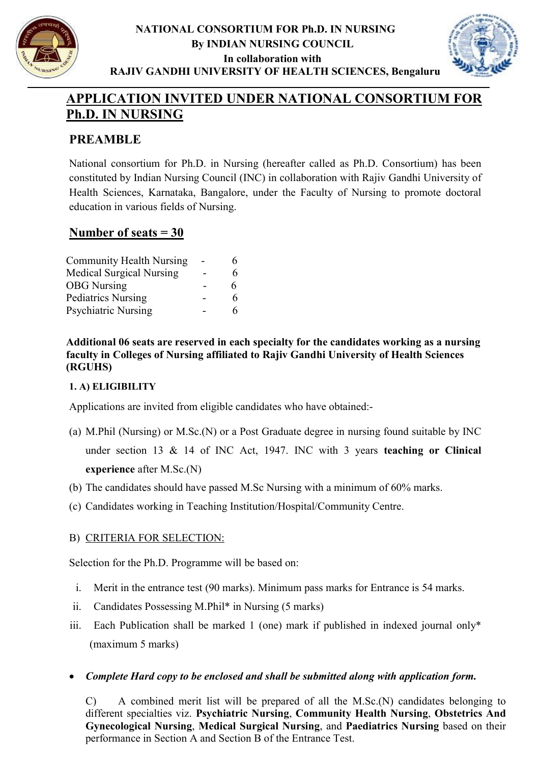**NATIONAL CONSORTIUM FOR Ph.D. IN NURSING**
**By INDIAN NURSING COUNCIL**
**In collaboration with**
**RAJIV GANDHI UNIVERSITY OF HEALTH SCIENCES, Bengaluru**

# APPLICATION INVITED UNDER NATIONAL CONSORTIUM FOR Ph.D. IN NURSING

## PREAMBLE

National consortium for Ph.D. in Nursing (hereafter called as Ph.D. Consortium) has been constituted by Indian Nursing Council (INC) in collaboration with Rajiv Gandhi University of Health Sciences, Karnataka, Bangalore, under the Faculty of Nursing to promote doctoral education in various fields of Nursing.

## Number of seats = 30

| | | |
|---|---|---|
| Community Health Nursing | - | 6 |
| Medical Surgical Nursing | - | 6 |
| OBG Nursing | - | 6 |
| Pediatrics Nursing | - | 6 |
| Psychiatric Nursing | - | 6 |

**Additional 06 seats are reserved in each specialty for the candidates working as a nursing faculty in Colleges of Nursing affiliated to Rajiv Gandhi University of Health Sciences (RGUHS)**

**1. A) ELIGIBILITY**

Applications are invited from eligible candidates who have obtained:-

(a) M.Phil (Nursing) or M.Sc.(N) or a Post Graduate degree in nursing found suitable by INC under section 13 & 14 of INC Act, 1947. INC with 3 years **teaching or Clinical experience** after M.Sc.(N)

(b) The candidates should have passed M.Sc Nursing with a minimum of 60% marks.

(c) Candidates working in Teaching Institution/Hospital/Community Centre.

B) CRITERIA FOR SELECTION:

Selection for the Ph.D. Programme will be based on:

i. Merit in the entrance test (90 marks). Minimum pass marks for Entrance is 54 marks.

ii. Candidates Possessing M.Phil* in Nursing (5 marks)

iii. Each Publication shall be marked 1 (one) mark if published in indexed journal only* (maximum 5 marks)

- ***Complete Hard copy to be enclosed and shall be submitted along with application form.***

C) A combined merit list will be prepared of all the M.Sc.(N) candidates belonging to different specialties viz. **Psychiatric Nursing**, **Community Health Nursing**, **Obstetrics And Gynecological Nursing**, **Medical Surgical Nursing**, and **Paediatrics Nursing** based on their performance in Section A and Section B of the Entrance Test.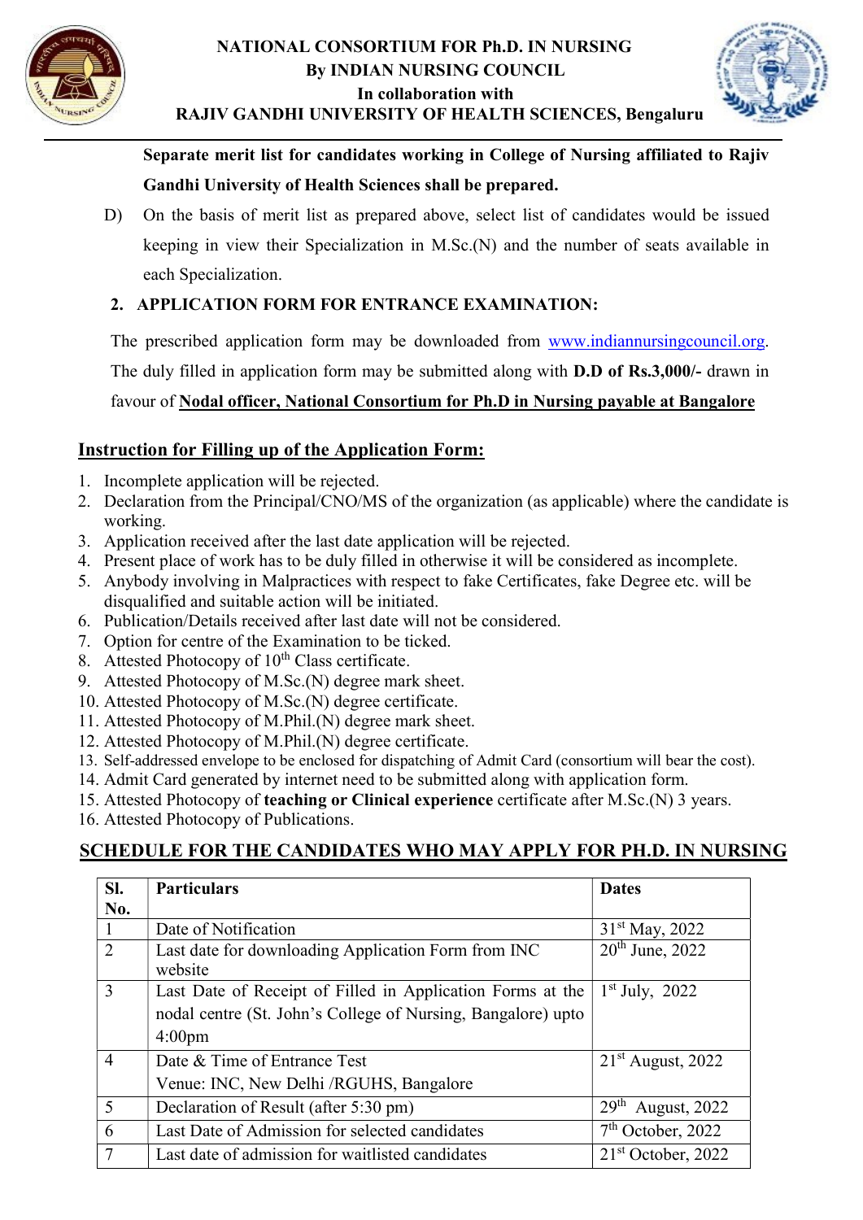**Separate merit list for candidates working in College of Nursing affiliated to Rajiv Gandhi University of Health Sciences shall be prepared.**

D) On the basis of merit list as prepared above, select list of candidates would be issued keeping in view their Specialization in M.Sc.(N) and the number of seats available in each Specialization.

## 2. APPLICATION FORM FOR ENTRANCE EXAMINATION:

The prescribed application form may be downloaded from www.indiannursingcouncil.org. The duly filled in application form may be submitted along with **D.D of Rs.3,000/-** drawn in favour of **Nodal officer, National Consortium for Ph.D in Nursing payable at Bangalore**

## Instruction for Filling up of the Application Form:

1. Incomplete application will be rejected.
2. Declaration from the Principal/CNO/MS of the organization (as applicable) where the candidate is working.
3. Application received after the last date application will be rejected.
4. Present place of work has to be duly filled in otherwise it will be considered as incomplete.
5. Anybody involving in Malpractices with respect to fake Certificates, fake Degree etc. will be disqualified and suitable action will be initiated.
6. Publication/Details received after last date will not be considered.
7. Option for centre of the Examination to be ticked.
8. Attested Photocopy of 10th Class certificate.
9. Attested Photocopy of M.Sc.(N) degree mark sheet.
10. Attested Photocopy of M.Sc.(N) degree certificate.
11. Attested Photocopy of M.Phil.(N) degree mark sheet.
12. Attested Photocopy of M.Phil.(N) degree certificate.
13. Self-addressed envelope to be enclosed for dispatching of Admit Card (consortium will bear the cost).
14. Admit Card generated by internet need to be submitted along with application form.
15. Attested Photocopy of **teaching or Clinical experience** certificate after M.Sc.(N) 3 years.
16. Attested Photocopy of Publications.

## SCHEDULE FOR THE CANDIDATES WHO MAY APPLY FOR PH.D. IN NURSING

| Sl. No. | Particulars | Dates |
|---|---|---|
| 1 | Date of Notification | 31st May, 2022 |
| 2 | Last date for downloading Application Form from INC website | 20th June, 2022 |
| 3 | Last Date of Receipt of Filled in Application Forms at the nodal centre (St. John's College of Nursing, Bangalore) upto 4:00pm | 1st July, 2022 |
| 4 | Date & Time of Entrance Test<br>Venue: INC, New Delhi /RGUHS, Bangalore | 21st August, 2022 |
| 5 | Declaration of Result (after 5:30 pm) | 29th August, 2022 |
| 6 | Last Date of Admission for selected candidates | 7th October, 2022 |
| 7 | Last date of admission for waitlisted candidates | 21st October, 2022 |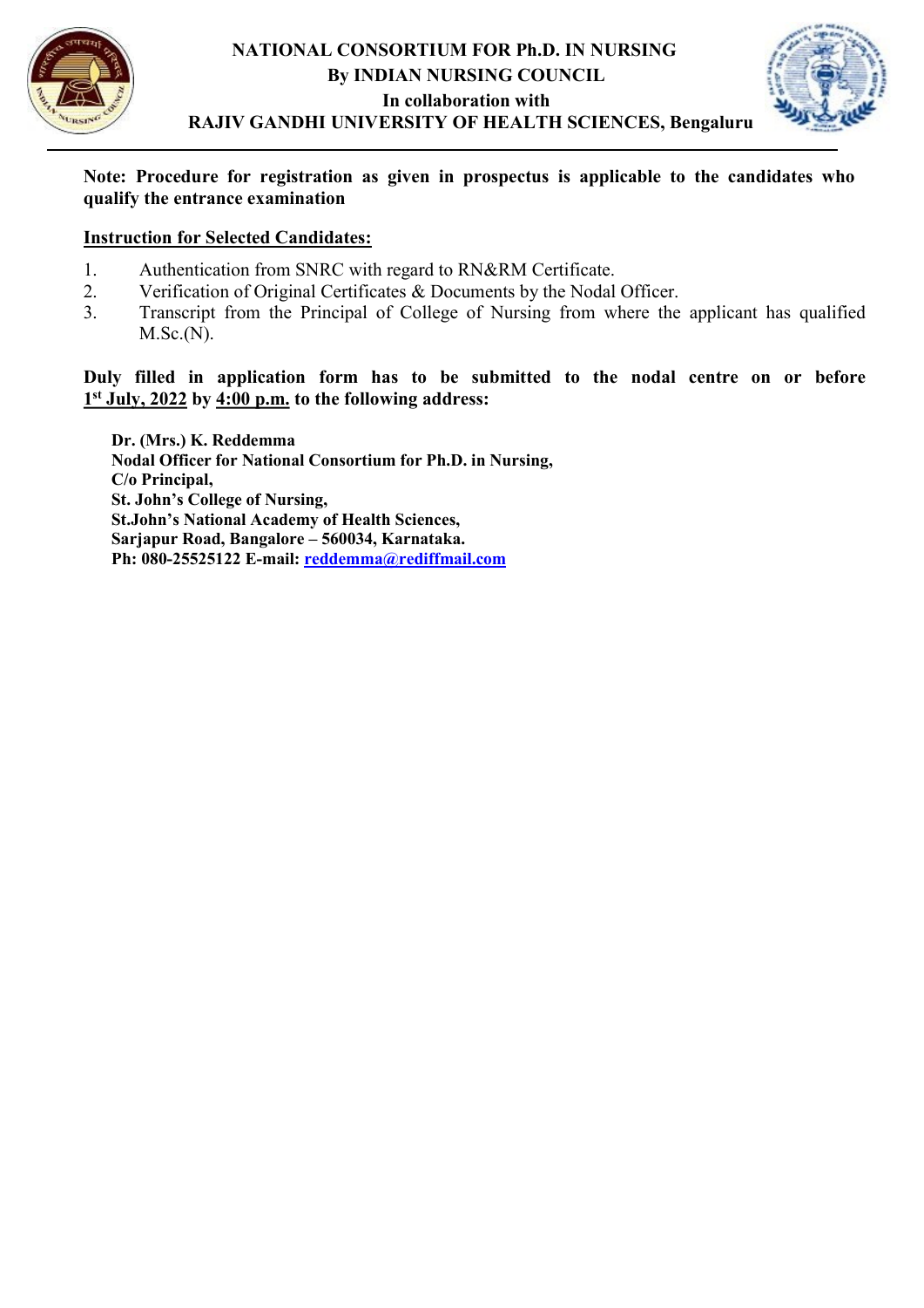**NATIONAL CONSORTIUM FOR Ph.D. IN NURSING**
**By INDIAN NURSING COUNCIL**
**In collaboration with**
**RAJIV GANDHI UNIVERSITY OF HEALTH SCIENCES, Bengaluru**

---

**Note: Procedure for registration as given in prospectus is applicable to the candidates who qualify the entrance examination**

**Instruction for Selected Candidates:**

1. Authentication from SNRC with regard to RN&RM Certificate.
2. Verification of Original Certificates & Documents by the Nodal Officer.
3. Transcript from the Principal of College of Nursing from where the applicant has qualified M.Sc.(N).

**Duly filled in application form has to be submitted to the nodal centre on or before 1st July, 2022 by 4:00 p.m. to the following address:**

**Dr. (Mrs.) K. Reddemma**
**Nodal Officer for National Consortium for Ph.D. in Nursing,**
**C/o Principal,**
**St. John's College of Nursing,**
**St.John's National Academy of Health Sciences,**
**Sarjapur Road, Bangalore – 560034, Karnataka.**
**Ph: 080-25525122 E-mail: reddemma@rediffmail.com**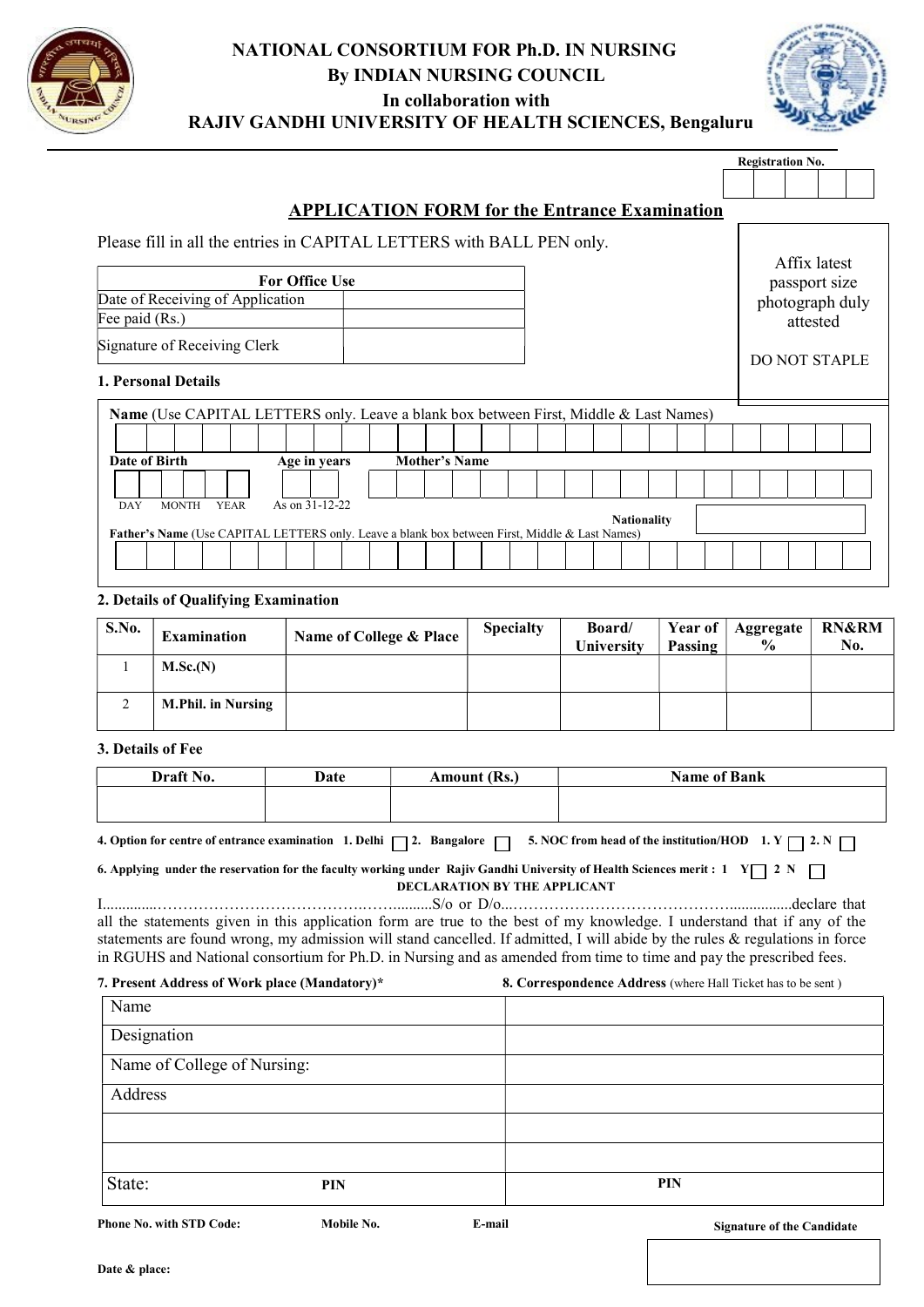# NATIONAL CONSORTIUM FOR Ph.D. IN NURSING
## By INDIAN NURSING COUNCIL
## In collaboration with
## RAJIV GANDHI UNIVERSITY OF HEALTH SCIENCES, Bengaluru

Registration No.

### APPLICATION FORM for the Entrance Examination

Please fill in all the entries in CAPITAL LETTERS with BALL PEN only.

Affix latest passport size photograph duly attested

DO NOT STAPLE

| For Office Use | |
|---|---|
| Date of Receiving of Application | |
| Fee paid (Rs.) | |
| Signature of Receiving Clerk | |

**1. Personal Details**

**Name** (Use CAPITAL LETTERS only. Leave a blank box between First, Middle & Last Names)

**Date of Birth** DAY MONTH YEAR

**Age in years** As on 31-12-22

**Mother's Name**

**Nationality**

**Father's Name** (Use CAPITAL LETTERS only. Leave a blank box between First, Middle & Last Names)

**2. Details of Qualifying Examination**

| S.No. | Examination | Name of College & Place | Specialty | Board/ University | Year of Passing | Aggregate % | RN&RM No. |
|---|---|---|---|---|---|---|---|
| 1 | **M.Sc.(N)** | | | | | | |
| 2 | **M.Phil. in Nursing** | | | | | | |

**3. Details of Fee**

| Draft No. | Date | Amount (Rs.) | Name of Bank |
|---|---|---|---|
| | | | |

**4. Option for centre of entrance examination 1. Delhi ☐ 2. Bangalore ☐ 5. NOC from head of the institution/HOD 1. Y ☐ 2. N ☐**

**6. Applying under the reservation for the faculty working under Rajiv Gandhi University of Health Sciences merit : 1 Y☐ 2 N ☐**

**DECLARATION BY THE APPLICANT**

I..............……………………………………..….….........S/o or D/o...……………………………………................declare that all the statements given in this application form are true to the best of my knowledge. I understand that if any of the statements are found wrong, my admission will stand cancelled. If admitted, I will abide by the rules & regulations in force in RGUHS and National consortium for Ph.D. in Nursing and as amended from time to time and pay the prescribed fees.

| **7. Present Address of Work place (Mandatory)*** | **8. Correspondence Address** (where Hall Ticket has to be sent ) |
|---|---|
| Name | |
| Designation | |
| Name of College of Nursing: | |
| Address | |
| | |
| | |
| State: **PIN** | **PIN** |

**Phone No. with STD Code:** **Mobile No.** **E-mail**

**Signature of the Candidate**

**Date & place:**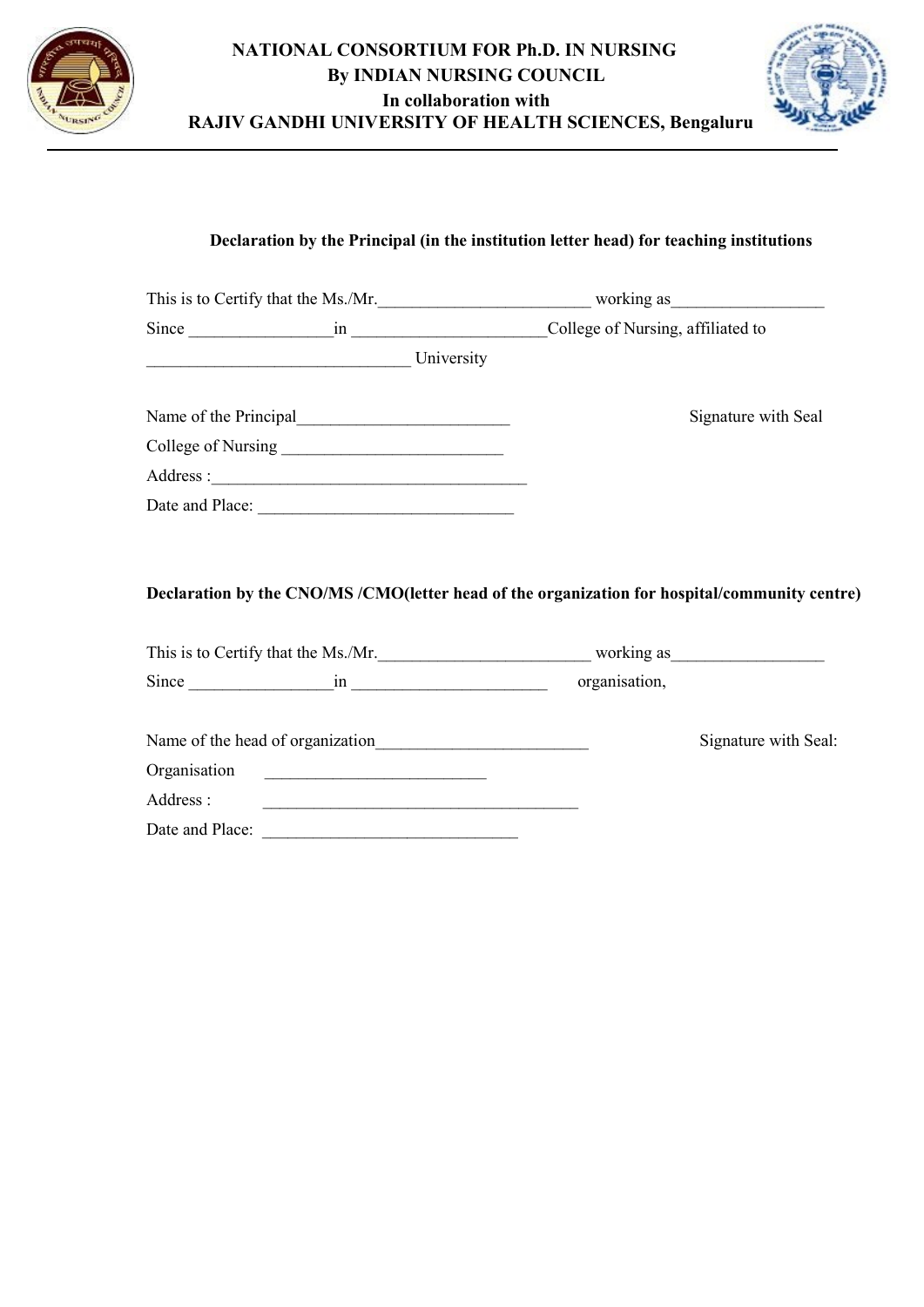**NATIONAL CONSORTIUM FOR Ph.D. IN NURSING**
**By INDIAN NURSING COUNCIL**
**In collaboration with**
**RAJIV GANDHI UNIVERSITY OF HEALTH SCIENCES, Bengaluru**

---

**Declaration by the Principal (in the institution letter head) for teaching institutions**

This is to Certify that the Ms./Mr.________________________ working as_________________ Since ________________in ______________________College of Nursing, affiliated to ______________________________ University

Name of the Principal________________________ Signature with Seal

College of Nursing __________________________

Address :____________________________________

Date and Place: ______________________________

**Declaration by the CNO/MS /CMO(letter head of the organization for hospital/community centre)**

This is to Certify that the Ms./Mr.________________________ working as_________________ Since ________________in ______________________ organisation,

Name of the head of organization________________________ Signature with Seal:

Organisation __________________________

Address : ____________________________________

Date and Place: ______________________________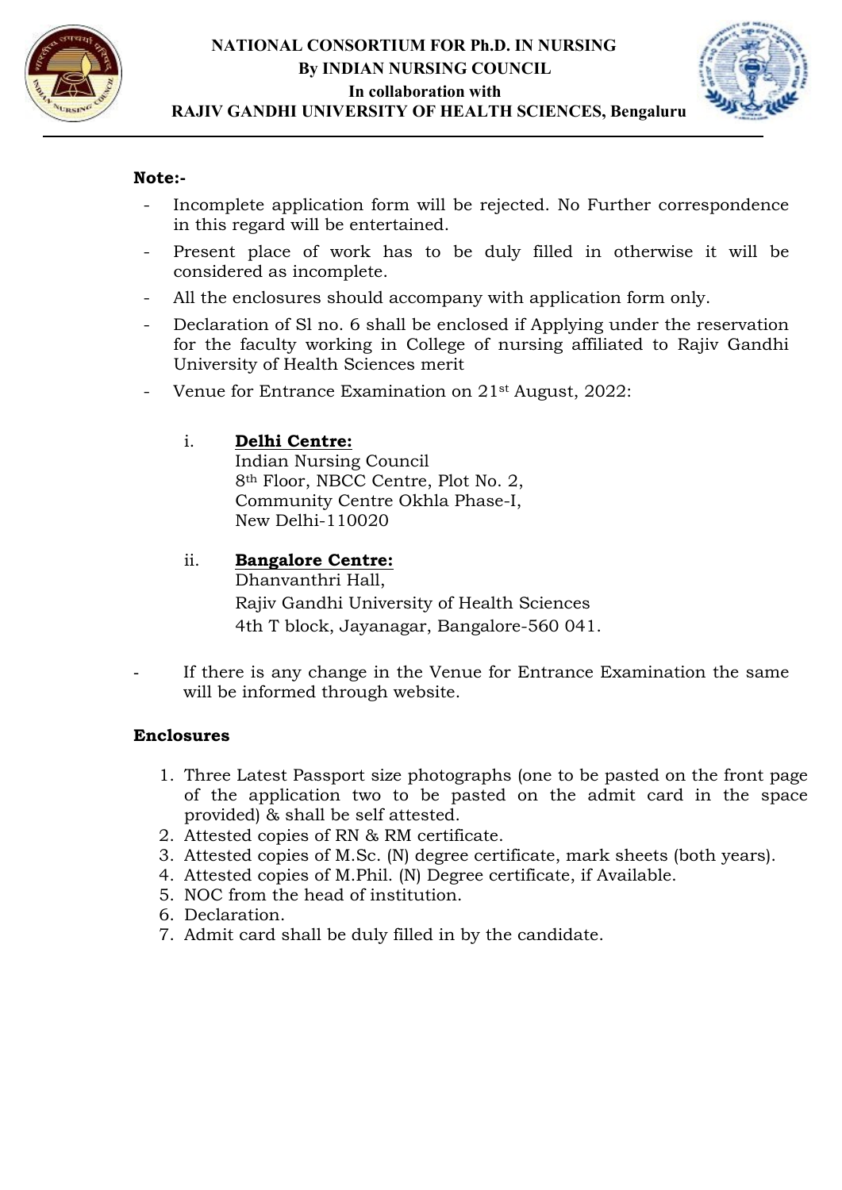**Note:-**

- Incomplete application form will be rejected. No Further correspondence in this regard will be entertained.
- Present place of work has to be duly filled in otherwise it will be considered as incomplete.
- All the enclosures should accompany with application form only.
- Declaration of Sl no. 6 shall be enclosed if Applying under the reservation for the faculty working in College of nursing affiliated to Rajiv Gandhi University of Health Sciences merit
- Venue for Entrance Examination on 21st August, 2022:

  i. **Delhi Centre:**
  Indian Nursing Council
  8th Floor, NBCC Centre, Plot No. 2,
  Community Centre Okhla Phase-I,
  New Delhi-110020

  ii. **Bangalore Centre:**
  Dhanvanthri Hall,
  Rajiv Gandhi University of Health Sciences
  4th T block, Jayanagar, Bangalore-560 041.

- If there is any change in the Venue for Entrance Examination the same will be informed through website.

**Enclosures**

1. Three Latest Passport size photographs (one to be pasted on the front page of the application two to be pasted on the admit card in the space provided) & shall be self attested.
2. Attested copies of RN & RM certificate.
3. Attested copies of M.Sc. (N) degree certificate, mark sheets (both years).
4. Attested copies of M.Phil. (N) Degree certificate, if Available.
5. NOC from the head of institution.
6. Declaration.
7. Admit card shall be duly filled in by the candidate.